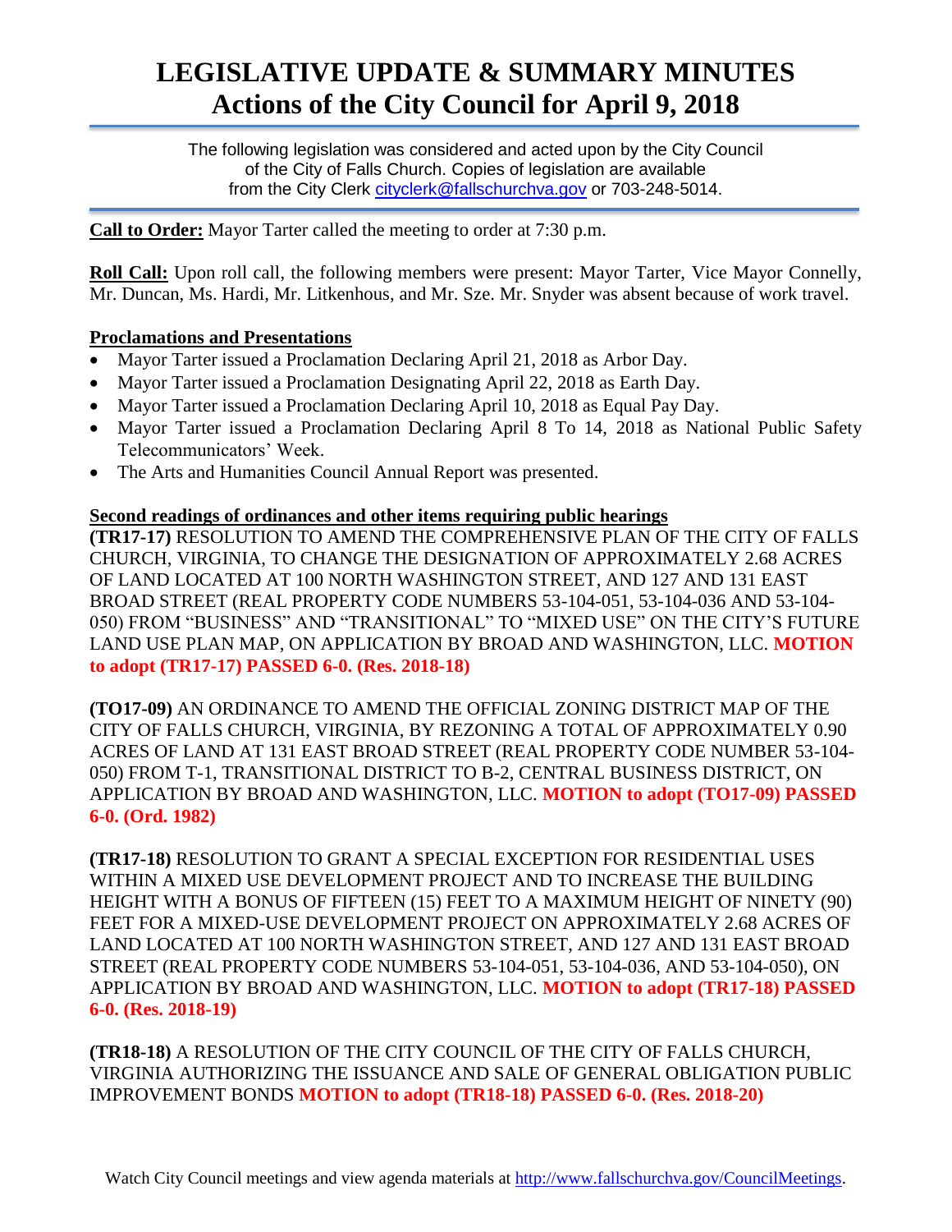# LEGISLATIVE UPDATE & SUMMARY MINUTES
# Actions of the City Council for April 9, 2018

The following legislation was considered and acted upon by the City Council of the City of Falls Church. Copies of legislation are available from the City Clerk cityclerk@fallschurchva.gov or 703-248-5014.

**Call to Order:** Mayor Tarter called the meeting to order at 7:30 p.m.

**Roll Call:** Upon roll call, the following members were present: Mayor Tarter, Vice Mayor Connelly, Mr. Duncan, Ms. Hardi, Mr. Litkenhous, and Mr. Sze. Mr. Snyder was absent because of work travel.

**Proclamations and Presentations**

- Mayor Tarter issued a Proclamation Declaring April 21, 2018 as Arbor Day.
- Mayor Tarter issued a Proclamation Designating April 22, 2018 as Earth Day.
- Mayor Tarter issued a Proclamation Declaring April 10, 2018 as Equal Pay Day.
- Mayor Tarter issued a Proclamation Declaring April 8 To 14, 2018 as National Public Safety Telecommunicators' Week.
- The Arts and Humanities Council Annual Report was presented.

**Second readings of ordinances and other items requiring public hearings**

**(TR17-17)** RESOLUTION TO AMEND THE COMPREHENSIVE PLAN OF THE CITY OF FALLS CHURCH, VIRGINIA, TO CHANGE THE DESIGNATION OF APPROXIMATELY 2.68 ACRES OF LAND LOCATED AT 100 NORTH WASHINGTON STREET, AND 127 AND 131 EAST BROAD STREET (REAL PROPERTY CODE NUMBERS 53-104-051, 53-104-036 AND 53-104-050) FROM "BUSINESS" AND "TRANSITIONAL" TO "MIXED USE" ON THE CITY'S FUTURE LAND USE PLAN MAP, ON APPLICATION BY BROAD AND WASHINGTON, LLC. **MOTION to adopt (TR17-17) PASSED 6-0. (Res. 2018-18)**

**(TO17-09)** AN ORDINANCE TO AMEND THE OFFICIAL ZONING DISTRICT MAP OF THE CITY OF FALLS CHURCH, VIRGINIA, BY REZONING A TOTAL OF APPROXIMATELY 0.90 ACRES OF LAND AT 131 EAST BROAD STREET (REAL PROPERTY CODE NUMBER 53-104-050) FROM T-1, TRANSITIONAL DISTRICT TO B-2, CENTRAL BUSINESS DISTRICT, ON APPLICATION BY BROAD AND WASHINGTON, LLC. **MOTION to adopt (TO17-09) PASSED 6-0. (Ord. 1982)**

**(TR17-18)** RESOLUTION TO GRANT A SPECIAL EXCEPTION FOR RESIDENTIAL USES WITHIN A MIXED USE DEVELOPMENT PROJECT AND TO INCREASE THE BUILDING HEIGHT WITH A BONUS OF FIFTEEN (15) FEET TO A MAXIMUM HEIGHT OF NINETY (90) FEET FOR A MIXED-USE DEVELOPMENT PROJECT ON APPROXIMATELY 2.68 ACRES OF LAND LOCATED AT 100 NORTH WASHINGTON STREET, AND 127 AND 131 EAST BROAD STREET (REAL PROPERTY CODE NUMBERS 53-104-051, 53-104-036, AND 53-104-050), ON APPLICATION BY BROAD AND WASHINGTON, LLC. **MOTION to adopt (TR17-18) PASSED 6-0. (Res. 2018-19)**

**(TR18-18)** A RESOLUTION OF THE CITY COUNCIL OF THE CITY OF FALLS CHURCH, VIRGINIA AUTHORIZING THE ISSUANCE AND SALE OF GENERAL OBLIGATION PUBLIC IMPROVEMENT BONDS **MOTION to adopt (TR18-18) PASSED 6-0. (Res. 2018-20)**

Watch City Council meetings and view agenda materials at http://www.fallschurchva.gov/CouncilMeetings.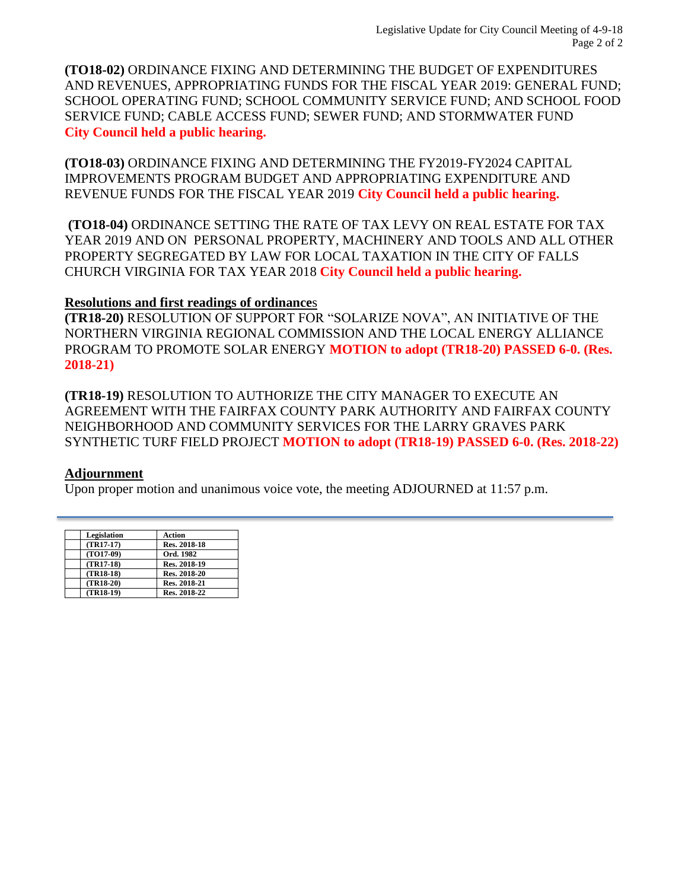**(TO18-02)** ORDINANCE FIXING AND DETERMINING THE BUDGET OF EXPENDITURES AND REVENUES, APPROPRIATING FUNDS FOR THE FISCAL YEAR 2019: GENERAL FUND; SCHOOL OPERATING FUND; SCHOOL COMMUNITY SERVICE FUND; AND SCHOOL FOOD SERVICE FUND; CABLE ACCESS FUND; SEWER FUND; AND STORMWATER FUND **City Council held a public hearing.**

**(TO18-03)** ORDINANCE FIXING AND DETERMINING THE FY2019-FY2024 CAPITAL IMPROVEMENTS PROGRAM BUDGET AND APPROPRIATING EXPENDITURE AND REVENUE FUNDS FOR THE FISCAL YEAR 2019 **City Council held a public hearing.**

**(TO18-04)** ORDINANCE SETTING THE RATE OF TAX LEVY ON REAL ESTATE FOR TAX YEAR 2019 AND ON PERSONAL PROPERTY, MACHINERY AND TOOLS AND ALL OTHER PROPERTY SEGREGATED BY LAW FOR LOCAL TAXATION IN THE CITY OF FALLS CHURCH VIRGINIA FOR TAX YEAR 2018 **City Council held a public hearing.**

**Resolutions and first readings of ordinances**

**(TR18-20)** RESOLUTION OF SUPPORT FOR "SOLARIZE NOVA", AN INITIATIVE OF THE NORTHERN VIRGINIA REGIONAL COMMISSION AND THE LOCAL ENERGY ALLIANCE PROGRAM TO PROMOTE SOLAR ENERGY **MOTION to adopt (TR18-20) PASSED 6-0. (Res. 2018-21)**

**(TR18-19)** RESOLUTION TO AUTHORIZE THE CITY MANAGER TO EXECUTE AN AGREEMENT WITH THE FAIRFAX COUNTY PARK AUTHORITY AND FAIRFAX COUNTY NEIGHBORHOOD AND COMMUNITY SERVICES FOR THE LARRY GRAVES PARK SYNTHETIC TURF FIELD PROJECT **MOTION to adopt (TR18-19) PASSED 6-0. (Res. 2018-22)**

**Adjournment**

Upon proper motion and unanimous voice vote, the meeting ADJOURNED at 11:57 p.m.

| | Legislation | Action |
|---|---|---|
| | (TR17-17) | Res. 2018-18 |
| | (TO17-09) | Ord. 1982 |
| | (TR17-18) | Res. 2018-19 |
| | (TR18-18) | Res. 2018-20 |
| | (TR18-20) | Res. 2018-21 |
| | (TR18-19) | Res. 2018-22 |